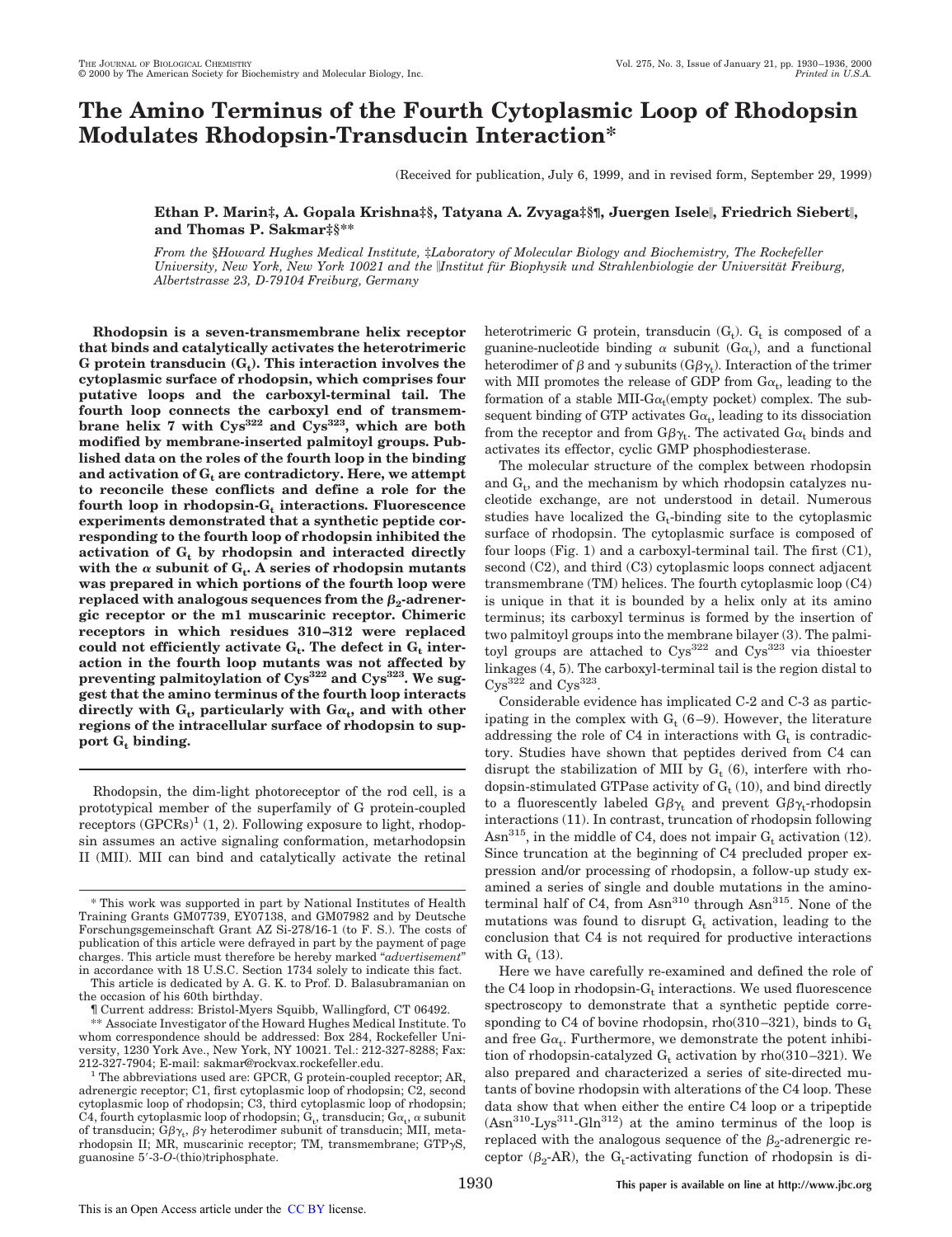# The Amino Terminus of the Fourth Cytoplasmic Loop of Rhodopsin Modulates Rhodopsin-Transducin Interaction*

(Received for publication, July 6, 1999, and in revised form, September 29, 1999)

**Ethan P. Marin‡, A. Gopala Krishna‡§, Tatyana A. Zvyaga‡§¶, Juergen Isele‖, Friedrich Siebert‖, and Thomas P. Sakmar‡§\*\***

*From the §Howard Hughes Medical Institute, ‡Laboratory of Molecular Biology and Biochemistry, The Rockefeller University, New York, New York 10021 and the ‖Institut für Biophysik und Strahlenbiologie der Universität Freiburg, Albertstrasse 23, D-79104 Freiburg, Germany*

**Rhodopsin is a seven-transmembrane helix receptor that binds and catalytically activates the heterotrimeric G protein transducin ($G_t$). This interaction involves the cytoplasmic surface of rhodopsin, which comprises four putative loops and the carboxyl-terminal tail. The fourth loop connects the carboxyl end of transmembrane helix 7 with $Cys^{322}$ and $Cys^{323}$, which are both modified by membrane-inserted palmitoyl groups. Published data on the roles of the fourth loop in the binding and activation of $G_t$ are contradictory. Here, we attempt to reconcile these conflicts and define a role for the fourth loop in rhodopsin-$G_t$ interactions. Fluorescence experiments demonstrated that a synthetic peptide corresponding to the fourth loop of rhodopsin inhibited the activation of $G_t$ by rhodopsin and interacted directly with the α subunit of $G_t$. A series of rhodopsin mutants was prepared in which portions of the fourth loop were replaced with analogous sequences from the $\beta_2$-adrenergic receptor or the m1 muscarinic receptor. Chimeric receptors in which residues 310–312 were replaced could not efficiently activate $G_t$. The defect in $G_t$ interaction in the fourth loop mutants was not affected by preventing palmitoylation of $Cys^{322}$ and $Cys^{323}$. We suggest that the amino terminus of the fourth loop interacts directly with $G_t$, particularly with $G\alpha_t$, and with other regions of the intracellular surface of rhodopsin to support $G_t$ binding.**

Rhodopsin, the dim-light photoreceptor of the rod cell, is a prototypical member of the superfamily of G protein-coupled receptors (GPCRs)[1] (1, 2). Following exposure to light, rhodopsin assumes an active signaling conformation, metarhodopsin II (MII). MII can bind and catalytically activate the retinal heterotrimeric G protein, transducin ($G_t$). $G_t$ is composed of a guanine-nucleotide binding α subunit ($G\alpha_t$), and a functional heterodimer of β and γ subunits ($G\beta\gamma_t$). Interaction of the trimer with MII promotes the release of GDP from $G\alpha_t$, leading to the formation of a stable MII-$G\alpha_t$(empty pocket) complex. The subsequent binding of GTP activates $G\alpha_t$, leading to its dissociation from the receptor and from $G\beta\gamma_t$. The activated $G\alpha_t$ binds and activates its effector, cyclic GMP phosphodiesterase.

The molecular structure of the complex between rhodopsin and $G_t$, and the mechanism by which rhodopsin catalyzes nucleotide exchange, are not understood in detail. Numerous studies have localized the $G_t$-binding site to the cytoplasmic surface of rhodopsin. The cytoplasmic surface is composed of four loops (Fig. 1) and a carboxyl-terminal tail. The first (C1), second (C2), and third (C3) cytoplasmic loops connect adjacent transmembrane (TM) helices. The fourth cytoplasmic loop (C4) is unique in that it is bounded by a helix only at its amino terminus; its carboxyl terminus is formed by the insertion of two palmitoyl groups into the membrane bilayer (3). The palmitoyl groups are attached to $Cys^{322}$ and $Cys^{323}$ via thioester linkages (4, 5). The carboxyl-terminal tail is the region distal to $Cys^{322}$ and $Cys^{323}$.

Considerable evidence has implicated C-2 and C-3 as participating in the complex with $G_t$ (6–9). However, the literature addressing the role of C4 in interactions with $G_t$ is contradictory. Studies have shown that peptides derived from C4 can disrupt the stabilization of MII by $G_t$ (6), interfere with rhodopsin-stimulated GTPase activity of $G_t$ (10), and bind directly to a fluorescently labeled $G\beta\gamma_t$ and prevent $G\beta\gamma_t$-rhodopsin interactions (11). In contrast, truncation of rhodopsin following $Asn^{315}$, in the middle of C4, does not impair $G_t$ activation (12). Since truncation at the beginning of C4 precluded proper expression and/or processing of rhodopsin, a follow-up study examined a series of single and double mutations in the amino-terminal half of C4, from $Asn^{310}$ through $Asn^{315}$. None of the mutations was found to disrupt $G_t$ activation, leading to the conclusion that C4 is not required for productive interactions with $G_t$ (13).

Here we have carefully re-examined and defined the role of the C4 loop in rhodopsin-$G_t$ interactions. We used fluorescence spectroscopy to demonstrate that a synthetic peptide corresponding to C4 of bovine rhodopsin, rho(310–321), binds to $G_t$ and free $G\alpha_t$. Furthermore, we demonstrate the potent inhibition of rhodopsin-catalyzed $G_t$ activation by rho(310–321). We also prepared and characterized a series of site-directed mutants of bovine rhodopsin with alterations of the C4 loop. These data show that when either the entire C4 loop or a tripeptide ($Asn^{310}$-$Lys^{311}$-$Gln^{312}$) at the amino terminus of the loop is replaced with the analogous sequence of the $\beta_2$-adrenergic receptor ($\beta_2$-AR), the $G_t$-activating function of rhodopsin is di-

---

\* This work was supported in part by National Institutes of Health Training Grants GM07739, EY07138, and GM07982 and by Deutsche Forschungsgemeinschaft Grant AZ Si-278/16-1 (to F. S.). The costs of publication of this article were defrayed in part by the payment of page charges. This article must therefore be hereby marked "*advertisement*" in accordance with 18 U.S.C. Section 1734 solely to indicate this fact.

This article is dedicated by A. G. K. to Prof. D. Balasubramanian on the occasion of his 60th birthday.

¶ Current address: Bristol-Myers Squibb, Wallingford, CT 06492.

\*\* Associate Investigator of the Howard Hughes Medical Institute. To whom correspondence should be addressed: Box 284, Rockefeller University, 1230 York Ave., New York, NY 10021. Tel.: 212-327-8288; Fax: 212-327-7904; E-mail: sakmar@rockvax.rockefeller.edu.

[1] The abbreviations used are: GPCR, G protein-coupled receptor; AR, adrenergic receptor; C1, first cytoplasmic loop of rhodopsin; C2, second cytoplasmic loop of rhodopsin; C3, third cytoplasmic loop of rhodopsin; C4, fourth cytoplasmic loop of rhodopsin; $G_t$, transducin; $G\alpha_t$, α subunit of transducin; $G\beta\gamma_t$, βγ heterodimer subunit of transducin; MII, metarhodopsin II; MR, muscarinic receptor; TM, transmembrane; GTPγS, guanosine 5′-3-*O*-(thio)triphosphate.

This paper is available on line at http://www.jbc.org

This is an Open Access article under the CC BY license.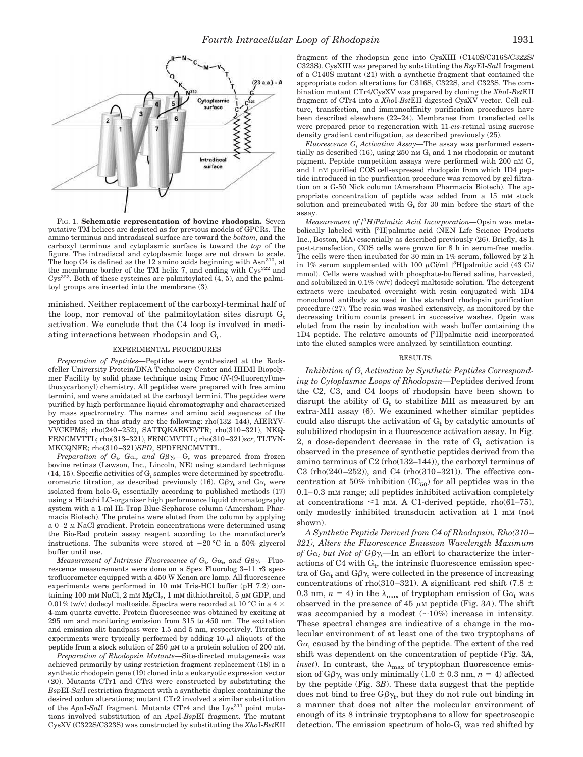R-N-C-M-V
F
Q
K
N310
T
T
L
C
(23 a.a.) - A
G
C323
Cytoplasmic surface
4 5
3 6
2 1 7
Intradiscal surface

FIG. 1. **Schematic representation of bovine rhodopsin.** Seven putative TM helices are depicted as for previous models of GPCRs. The amino terminus and intradiscal surface are toward the *bottom*, and the carboxyl terminus and cytoplasmic surface is toward the *top* of the figure. The intradiscal and cytoplasmic loops are not drawn to scale. The loop C4 is defined as the 12 amino acids beginning with $Asn^{310}$, at the membrane border of the TM helix 7, and ending with $Cys^{322}$ and $Cys^{323}$. Both of these cysteines are palmitoylated (4, 5), and the palmitoyl groups are inserted into the membrane (3).

minished. Neither replacement of the carboxyl-terminal half of the loop, nor removal of the palmitoylation sites disrupt $G_t$ activation. We conclude that the C4 loop is involved in mediating interactions between rhodopsin and $G_t$.

## EXPERIMENTAL PROCEDURES

*Preparation of Peptides*—Peptides were synthesized at the Rockefeller University Protein/DNA Technology Center and HHMI Biopolymer Facility by solid phase technique using Fmoc (*N*-(9-fluorenyl)methoxycarbonyl) chemistry. All peptides were prepared with free amino termini, and were amidated at the carboxyl termini. The peptides were purified by high performance liquid chromatography and characterized by mass spectrometry. The names and amino acid sequences of the peptides used in this study are the following: rho(132–144), AIERYVVVCKPMS; rho(240–252), SATTQKAEKEVTR; rho(310–321), NKQFRNCMVTTL; rho(313–321), FRNCMVTTL; rho(310–321)*scr,* TLTVNMKCQNFR; rho(310–321)*SPD*, SPDFRNCMVTTL.

*Preparation of $G_t$, $G\alpha_t$, and $G\beta\gamma_t$*—$G_t$ was prepared from frozen bovine retinas (Lawson, Inc., Lincoln, NE) using standard techniques (14, 15). Specific activities of $G_t$ samples were determined by spectrofluorometric titration, as described previously (16). $G\beta\gamma_t$ and $G\alpha_t$ were isolated from holo-$G_t$ essentially according to published methods (17) using a Hitachi LC-organizer high performance liquid chromatography system with a 1-ml Hi-Trap Blue-Sepharose column (Amersham Pharmacia Biotech). The proteins were eluted from the column by applying a 0–2 M NaCl gradient. Protein concentrations were determined using the Bio-Rad protein assay reagent according to the manufacturer's instructions. The subunits were stored at −20 °C in a 50% glycerol buffer until use.

*Measurement of Intrinsic Fluorescence of $G_t$, $G\alpha_t$, and $G\beta\gamma_t$*—Fluorescence measurements were done on a Spex Fluorolog 3–11 τ3 spectrofluorometer equipped with a 450 W Xenon arc lamp. All fluorescence experiments were performed in 10 mM Tris-HCl buffer (pH 7.2) containing 100 mM NaCl, 2 mM $MgCl_2$, 1 mM dithiothreitol, 5 μM GDP, and 0.01% (w/v) dodecyl maltoside. Spectra were recorded at 10 °C in a 4 × 4-mm quartz cuvette. Protein fluorescence was obtained by exciting at 295 nm and monitoring emission from 315 to 450 nm. The excitation and emission slit bandpass were 1.5 and 5 nm, respectively. Titration experiments were typically performed by adding 10-μl aliquots of the peptide from a stock solution of 250 μM to a protein solution of 200 nM.

*Preparation of Rhodopsin Mutants*—Site-directed mutagenesis was achieved primarily by using restriction fragment replacement (18) in a synthetic rhodopsin gene (19) cloned into a eukaryotic expression vector (20). Mutants CTr1 and CTr3 were constructed by substituting the *Bsp*EI-*Sal*I restriction fragment with a synthetic duplex containing the desired codon alterations; mutant CTr2 involved a similar substitution of the *Apa*I-*Sal*I fragment. Mutants CTr4 and the $Lys^{311}$ point mutations involved substitution of an *Apa*I-*Bsp*EI fragment. The mutant CysXV (C322S/C323S) was constructed by substituting the *Xho*I-*Bst*EII fragment of the rhodopsin gene into CysXIII (C140S/C316S/C322S/C323S). CysXIII was prepared by substituting the *Bsp*EI-*Sal*I fragment of a C140S mutant (21) with a synthetic fragment that contained the appropriate codon alterations for C316S, C322S, and C323S. The combination mutant CTr4/CysXV was prepared by cloning the *Xho*I-*Bst*EII fragment of CTr4 into a *Xho*I-*Bst*EII digested CysXV vector. Cell culture, transfection, and immunoaffinity purification procedures have been described elsewhere (22–24). Membranes from transfected cells were prepared prior to regeneration with 11-*cis*-retinal using sucrose density gradient centrifugation, as described previously (25).

*Fluorescence $G_t$ Activation Assay*—The assay was performed essentially as described (16), using 250 nM $G_t$ and 1 nM rhodopsin or mutant pigment. Peptide competition assays were performed with 200 nM $G_t$ and 1 nM purified COS cell-expressed rhodopsin from which 1D4 peptide introduced in the purification procedure was removed by gel filtration on a G-50 Nick column (Amersham Pharmacia Biotech). The appropriate concentration of peptide was added from a 15 mM stock solution and preincubated with $G_t$ for 30 min before the start of the assay.

*Measurement of [$^3$H]Palmitic Acid Incorporation*—Opsin was metabolically labeled with [$^3$H]palmitic acid (NEN Life Science Products Inc., Boston, MA) essentially as described previously (26). Briefly, 48 h post-transfection, COS cells were grown for 8 h in serum-free media. The cells were then incubated for 30 min in 1% serum, followed by 2 h in 1% serum supplemented with 100 μCi/ml [$^3$H]palmitic acid (43 Ci/mmol). Cells were washed with phosphate-buffered saline, harvested, and solubilized in 0.1% (w/v) dodecyl maltoside solution. The detergent extracts were incubated overnight with resin conjugated with 1D4 monoclonal antibody as used in the standard rhodopsin purification procedure (27). The resin was washed extensively, as monitored by the decreasing tritium counts present in successive washes. Opsin was eluted from the resin by incubation with wash buffer containing the 1D4 peptide. The relative amounts of [$^3$H]palmitic acid incorporated into the eluted samples were analyzed by scintillation counting.

## RESULTS

*Inhibition of $G_t$ Activation by Synthetic Peptides Corresponding to Cytoplasmic Loops of Rhodopsin*—Peptides derived from the C2, C3, and C4 loops of rhodopsin have been shown to disrupt the ability of $G_t$ to stabilize MII as measured by an extra-MII assay (6). We examined whether similar peptides could also disrupt the activation of $G_t$ by catalytic amounts of solubilized rhodopsin in a fluorescence activation assay. In Fig. 2, a dose-dependent decrease in the rate of $G_t$ activation is observed in the presence of synthetic peptides derived from the amino terminus of C2 (rho(132–144)), the carboxyl terminus of C3 (rho(240–252)), and C4 (rho(310–321)). The effective concentration at 50% inhibition ($IC_{50}$) for all peptides was in the 0.1–0.3 mM range; all peptides inhibited activation completely at concentrations ≤1 mM. A C1-derived peptide, rho(61–75), only modestly inhibited transducin activation at 1 mM (not shown).

*A Synthetic Peptide Derived from C4 of Rhodopsin, Rho(310–321), Alters the Fluorescence Emission Wavelength Maximum of $G\alpha_t$ but Not of $G\beta\gamma_t$*—In an effort to characterize the interactions of C4 with $G_t$, the intrinsic fluorescence emission spectra of $G\alpha_t$ and $G\beta\gamma_t$ were collected in the presence of increasing concentrations of rho(310–321). A significant red shift (7.8 ± 0.3 nm, $n = 4$) in the $\lambda_{max}$ of tryptophan emission of $G\alpha_t$ was observed in the presence of 45 μM peptide (Fig. 3*A*). The shift was accompanied by a modest (~10%) increase in intensity. These spectral changes are indicative of a change in the molecular environment of at least one of the two tryptophans of $G\alpha_t$ caused by the binding of the peptide. The extent of the red shift was dependent on the concentration of peptide (Fig. 3*A*, *inset*). In contrast, the $\lambda_{max}$ of tryptophan fluorescence emission of $G\beta\gamma_t$ was only minimally (1.0 ± 0.3 nm, $n = 4$) affected by the peptide (Fig. 3*B*). These data suggest that the peptide does not bind to free $G\beta\gamma_t$, but they do not rule out binding in a manner that does not alter the molecular environment of enough of its 8 intrinsic tryptophans to allow for spectroscopic detection. The emission spectrum of holo-$G_t$ was red shifted by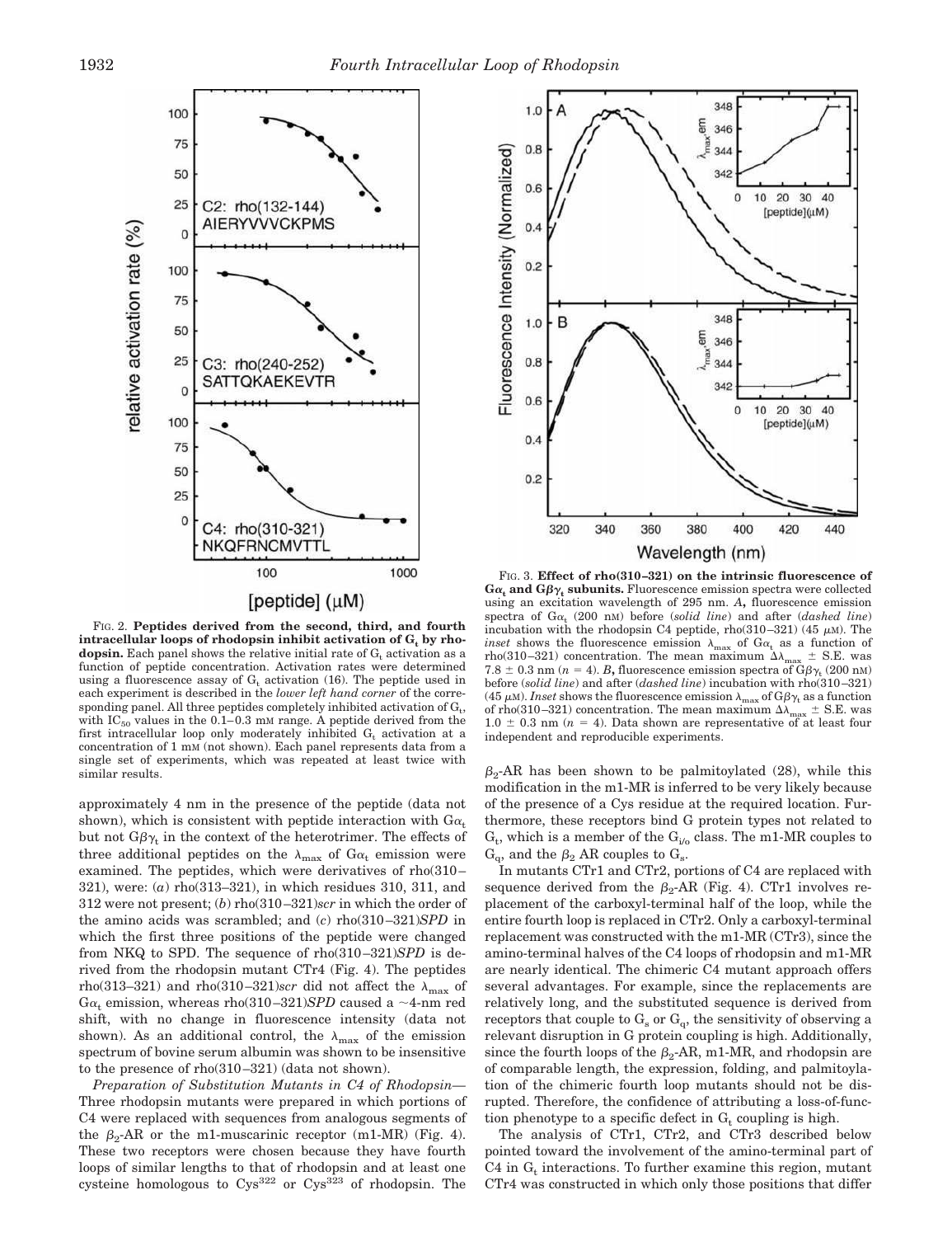relative activation rate (%)

100
75
50
25
0
C2: rho(132-144)
AIERYVVVCKPMS

100
75
50
25
0
C3: rho(240-252)
SATTQKAEKEVTR

100
75
50
25
0
C4: rho(310-321)
NKQFRNCMVTTL

100
1000
[peptide] (μM)

FIG. 2. **Peptides derived from the second, third, and fourth intracellular loops of rhodopsin inhibit activation of $G_t$ by rhodopsin.** Each panel shows the relative initial rate of $G_t$ activation as a function of peptide concentration. Activation rates were determined using a fluorescence assay of $G_t$ activation (16). The peptide used in each experiment is described in the *lower left hand corner* of the corresponding panel. All three peptides completely inhibited activation of $G_t$, with $IC_{50}$ values in the 0.1–0.3 mM range. A peptide derived from the first intracellular loop only moderately inhibited $G_t$ activation at a concentration of 1 mM (not shown). Each panel represents data from a single set of experiments, which was repeated at least twice with similar results.

Fluorescence Intensity (Normalized)

A
1.0
0.8
0.6
0.4
0.2
348
346
344
342
$\lambda_{max}$,em
0 10 20 30 40
[peptide](μM)

B
1.0
0.8
0.6
0.4
0.2
348
346
344
342
$\lambda_{max}$,em
0 10 20 30 40
[peptide](μM)

320 340 360 380 400 420 440
Wavelength (nm)

FIG. 3. **Effect of rho(310–321) on the intrinsic fluorescence of $G\alpha_t$ and $G\beta\gamma_t$ subunits.** Fluorescence emission spectra were collected using an excitation wavelength of 295 nm. *A*, fluorescence emission spectra of $G\alpha_t$ (200 nM) before (*solid line*) and after (*dashed line*) incubation with the rhodopsin C4 peptide, rho(310–321) (45 μM). The *inset* shows the fluorescence emission $\lambda_{max}$ of $G\alpha_t$ as a function of rho(310–321) concentration. The mean maximum $\Delta\lambda_{max}$ ± S.E. was 7.8 ± 0.3 nm ($n$ = 4). *B*, fluorescence emission spectra of $G\beta\gamma_t$ (200 nM) before (*solid line*) and after (*dashed line*) incubation with rho(310–321) (45 μM). *Inset* shows the fluorescence emission $\lambda_{max}$ of $G\beta\gamma_t$ as a function of rho(310–321) concentration. The mean maximum $\Delta\lambda_{max}$ ± S.E. was 1.0 ± 0.3 nm ($n$ = 4). Data shown are representative of at least four independent and reproducible experiments.

approximately 4 nm in the presence of the peptide (data not shown), which is consistent with peptide interaction with $G\alpha_t$ but not $G\beta\gamma_t$ in the context of the heterotrimer. The effects of three additional peptides on the $\lambda_{max}$ of $G\alpha_t$ emission were examined. The peptides, which were derivatives of rho(310–321), were: (*a*) rho(313–321), in which residues 310, 311, and 312 were not present; (*b*) rho(310–321)*scr* in which the order of the amino acids was scrambled; and (*c*) rho(310–321)*SPD* in which the first three positions of the peptide were changed from NKQ to SPD. The sequence of rho(310–321)*SPD* is derived from the rhodopsin mutant CTr4 (Fig. 4). The peptides rho(313–321) and rho(310–321)*scr* did not affect the $\lambda_{max}$ of $G\alpha_t$ emission, whereas rho(310–321)*SPD* caused a ~4-nm red shift, with no change in fluorescence intensity (data not shown). As an additional control, the $\lambda_{max}$ of the emission spectrum of bovine serum albumin was shown to be insensitive to the presence of rho(310–321) (data not shown).

*Preparation of Substitution Mutants in C4 of Rhodopsin*—Three rhodopsin mutants were prepared in which portions of C4 were replaced with sequences from analogous segments of the $\beta_2$-AR or the m1-muscarinic receptor (m1-MR) (Fig. 4). These two receptors were chosen because they have fourth loops of similar lengths to that of rhodopsin and at least one cysteine homologous to $Cys^{322}$ or $Cys^{323}$ of rhodopsin. The $\beta_2$-AR has been shown to be palmitoylated (28), while this modification in the m1-MR is inferred to be very likely because of the presence of a Cys residue at the required location. Furthermore, these receptors bind G protein types not related to $G_t$, which is a member of the $G_{i/o}$ class. The m1-MR couples to $G_q$, and the $\beta_2$ AR couples to $G_s$.

In mutants CTr1 and CTr2, portions of C4 are replaced with sequence derived from the $\beta_2$-AR (Fig. 4). CTr1 involves replacement of the carboxyl-terminal half of the loop, while the entire fourth loop is replaced in CTr2. Only a carboxyl-terminal replacement was constructed with the m1-MR (CTr3), since the amino-terminal halves of the C4 loops of rhodopsin and m1-MR are nearly identical. The chimeric C4 mutant approach offers several advantages. For example, since the replacements are relatively long, and the substituted sequence is derived from receptors that couple to $G_s$ or $G_q$, the sensitivity of observing a relevant disruption in G protein coupling is high. Additionally, since the fourth loops of the $\beta_2$-AR, m1-MR, and rhodopsin are of comparable length, the expression, folding, and palmitoylation of the chimeric fourth loop mutants should not be disrupted. Therefore, the confidence of attributing a loss-of-function phenotype to a specific defect in $G_t$ coupling is high.

The analysis of CTr1, CTr2, and CTr3 described below pointed toward the involvement of the amino-terminal part of C4 in $G_t$ interactions. To further examine this region, mutant CTr4 was constructed in which only those positions that differ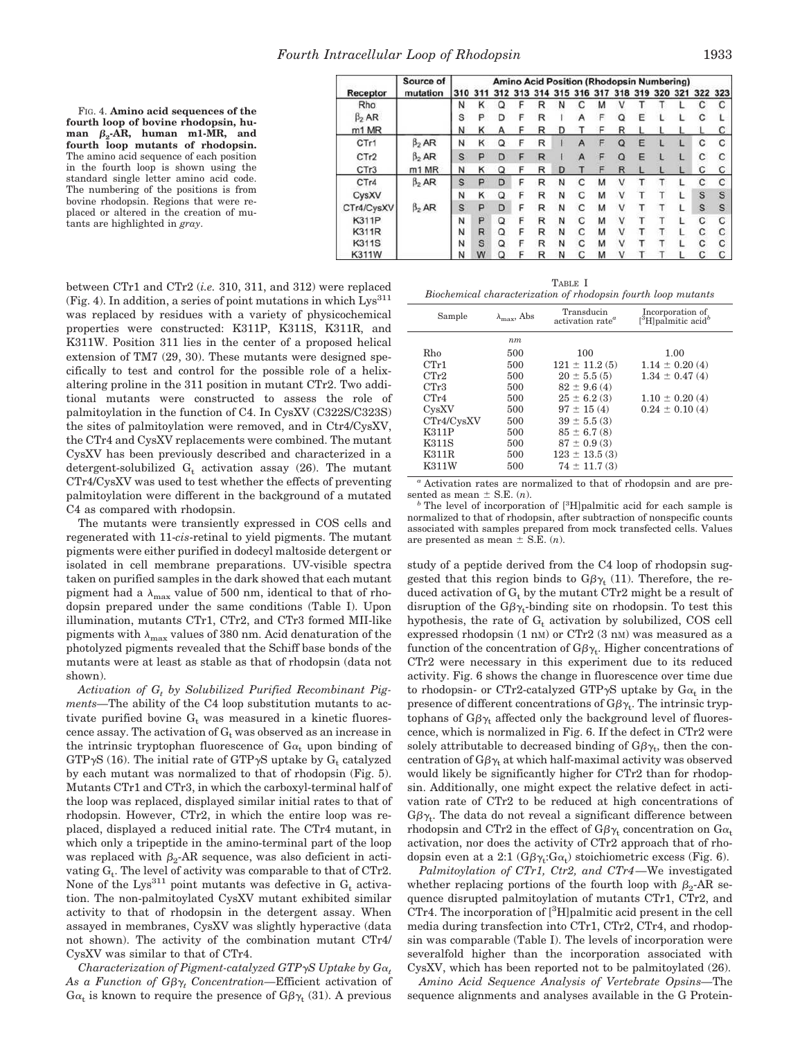FIG. 4. **Amino acid sequences of the fourth loop of bovine rhodopsin, human $\beta_2$-AR, human m1-MR, and fourth loop mutants of rhodopsin.** The amino acid sequence of each position in the fourth loop is shown using the standard single letter amino acid code. The numbering of the positions is from bovine rhodopsin. Regions that were replaced or altered in the creation of mutants are highlighted in *gray*.

| Receptor | Source of mutation | Amino Acid Position (Rhodopsin Numbering) | | | | | | | | | | | | | |
|---|---|---|---|---|---|---|---|---|---|---|---|---|---|---|---|
| | | 310 | 311 | 312 | 313 | 314 | 315 | 316 | 317 | 318 | 319 | 320 | 321 | 322 | 323 |
| Rho | | N | K | Q | F | R | N | C | M | V | T | T | L | C | C |
| $\beta_2$ AR | | S | P | D | F | R | I | A | F | Q | E | L | L | C | L |
| m1 MR | | N | K | A | F | R | D | T | F | R | L | L | L | L | C |
| CTr1 | $\beta_2$ AR | N | K | Q | F | R | I | A | F | Q | E | L | L | C | C |
| CTr2 | $\beta_2$ AR | S | P | D | F | R | I | A | F | Q | E | L | L | C | C |
| CTr3 | m1 MR | N | K | Q | F | R | D | T | F | R | L | L | L | C | C |
| CTr4 | $\beta_2$ AR | S | P | D | F | R | N | C | M | V | T | T | L | C | C |
| CysXV | | N | K | Q | F | R | N | C | M | V | T | T | L | S | S |
| CTr4/CysXV | $\beta_2$ AR | S | P | D | F | R | N | C | M | V | T | T | L | S | S |
| K311P | | N | P | Q | F | R | N | C | M | V | T | T | L | C | C |
| K311R | | N | R | Q | F | R | N | C | M | V | T | T | L | C | C |
| K311S | | N | S | Q | F | R | N | C | M | V | T | T | L | C | C |
| K311W | | N | W | Q | F | R | N | C | M | V | T | T | L | C | C |

between CTr1 and CTr2 (*i.e.* 310, 311, and 312) were replaced (Fig. 4). In addition, a series of point mutations in which $Lys^{311}$ was replaced by residues with a variety of physicochemical properties were constructed: K311P, K311S, K311R, and K311W. Position 311 lies in the center of a proposed helical extension of TM7 (29, 30). These mutants were designed specifically to test and control for the possible role of a helix-altering proline in the 311 position in mutant CTr2. Two additional mutants were constructed to assess the role of palmitoylation in the function of C4. In CysXV (C322S/C323S) the sites of palmitoylation were removed, and in Ctr4/CysXV, the CTr4 and CysXV replacements were combined. The mutant CysXV has been previously described and characterized in a detergent-solubilized $G_t$ activation assay (26). The mutant CTr4/CysXV was used to test whether the effects of preventing palmitoylation were different in the background of a mutated C4 as compared with rhodopsin.

The mutants were transiently expressed in COS cells and regenerated with 11-*cis*-retinal to yield pigments. The mutant pigments were either purified in dodecyl maltoside detergent or isolated in cell membrane preparations. UV-visible spectra taken on purified samples in the dark showed that each mutant pigment had a $\lambda_{max}$ value of 500 nm, identical to that of rhodopsin prepared under the same conditions (Table I). Upon illumination, mutants CTr1, CTr2, and CTr3 formed MII-like pigments with $\lambda_{max}$ values of 380 nm. Acid denaturation of the photolyzed pigments revealed that the Schiff base bonds of the mutants were at least as stable as that of rhodopsin (data not shown).

*Activation of $G_t$ by Solubilized Purified Recombinant Pigments*—The ability of the C4 loop substitution mutants to activate purified bovine $G_t$ was measured in a kinetic fluorescence assay. The activation of $G_t$ was observed as an increase in the intrinsic tryptophan fluorescence of $G\alpha_t$ upon binding of GTP$\gamma$S (16). The initial rate of GTP$\gamma$S uptake by $G_t$ catalyzed by each mutant was normalized to that of rhodopsin (Fig. 5). Mutants CTr1 and CTr3, in which the carboxyl-terminal half of the loop was replaced, displayed similar initial rates to that of rhodopsin. However, CTr2, in which the entire loop was replaced, displayed a reduced initial rate. The CTr4 mutant, in which only a tripeptide in the amino-terminal part of the loop was replaced with $\beta_2$-AR sequence, was also deficient in activating $G_t$. The level of activity was comparable to that of CTr2. None of the $Lys^{311}$ point mutants was defective in $G_t$ activation. The non-palmitoylated CysXV mutant exhibited similar activity to that of rhodopsin in the detergent assay. When assayed in membranes, CysXV was slightly hyperactive (data not shown). The activity of the combination mutant CTr4/CysXV was similar to that of CTr4.

*Characterization of Pigment-catalyzed GTP$\gamma$S Uptake by $G\alpha_t$ As a Function of $G\beta\gamma_t$ Concentration*—Efficient activation of $G\alpha_t$ is known to require the presence of $G\beta\gamma_t$ (31). A previous

TABLE I
*Biochemical characterization of rhodopsin fourth loop mutants*

| Sample | $\lambda_{max}$, Abs | Transducin activation rate[a] | Incorporation of [$^3$H]palmitic acid[b] |
|---|---|---|---|
| | *nm* | | |
| Rho | 500 | 100 | 1.00 |
| CTr1 | 500 | 121 ± 11.2 (5) | 1.14 ± 0.20 (4) |
| CTr2 | 500 | 20 ± 5.5 (5) | 1.34 ± 0.47 (4) |
| CTr3 | 500 | 82 ± 9.6 (4) | |
| CTr4 | 500 | 25 ± 6.2 (3) | 1.10 ± 0.20 (4) |
| CysXV | 500 | 97 ± 15 (4) | 0.24 ± 0.10 (4) |
| CTr4/CysXV | 500 | 39 ± 5.5 (3) | |
| K311P | 500 | 85 ± 6.7 (8) | |
| K311S | 500 | 87 ± 0.9 (3) | |
| K311R | 500 | 123 ± 13.5 (3) | |
| K311W | 500 | 74 ± 11.7 (3) | |

[a] Activation rates are normalized to that of rhodopsin and are presented as mean ± S.E. (*n*).

[b] The level of incorporation of [$^3$H]palmitic acid for each sample is normalized to that of rhodopsin, after subtraction of nonspecific counts associated with samples prepared from mock transfected cells. Values are presented as mean ± S.E. (*n*).

study of a peptide derived from the C4 loop of rhodopsin suggested that this region binds to $G\beta\gamma_t$ (11). Therefore, the reduced activation of $G_t$ by the mutant CTr2 might be a result of disruption of the $G\beta\gamma_t$-binding site on rhodopsin. To test this hypothesis, the rate of $G_t$ activation by solubilized, COS cell expressed rhodopsin (1 nM) or CTr2 (3 nM) was measured as a function of the concentration of $G\beta\gamma_t$. Higher concentrations of CTr2 were necessary in this experiment due to its reduced activity. Fig. 6 shows the change in fluorescence over time due to rhodopsin- or CTr2-catalyzed GTP$\gamma$S uptake by $G\alpha_t$ in the presence of different concentrations of $G\beta\gamma_t$. The intrinsic tryptophans of $G\beta\gamma_t$ affected only the background level of fluorescence, which is normalized in Fig. 6. If the defect in CTr2 were solely attributable to decreased binding of $G\beta\gamma_t$, then the concentration of $G\beta\gamma_t$ at which half-maximal activity was observed would likely be significantly higher for CTr2 than for rhodopsin. Additionally, one might expect the relative defect in activation rate of CTr2 to be reduced at high concentrations of $G\beta\gamma_t$. The data do not reveal a significant difference between rhodopsin and CTr2 in the effect of $G\beta\gamma_t$ concentration on $G\alpha_t$ activation, nor does the activity of CTr2 approach that of rhodopsin even at a 2:1 ($G\beta\gamma_t$:$G\alpha_t$) stoichiometric excess (Fig. 6).

*Palmitoylation of CTr1, Ctr2, and CTr4*—We investigated whether replacing portions of the fourth loop with $\beta_2$-AR sequence disrupted palmitoylation of mutants CTr1, CTr2, and CTr4. The incorporation of [$^3$H]palmitic acid present in the cell media during transfection into CTr1, CTr2, CTr4, and rhodopsin was comparable (Table I). The levels of incorporation were severalfold higher than the incorporation associated with CysXV, which has been reported not to be palmitoylated (26).

*Amino Acid Sequence Analysis of Vertebrate Opsins*—The sequence alignments and analyses available in the G Protein-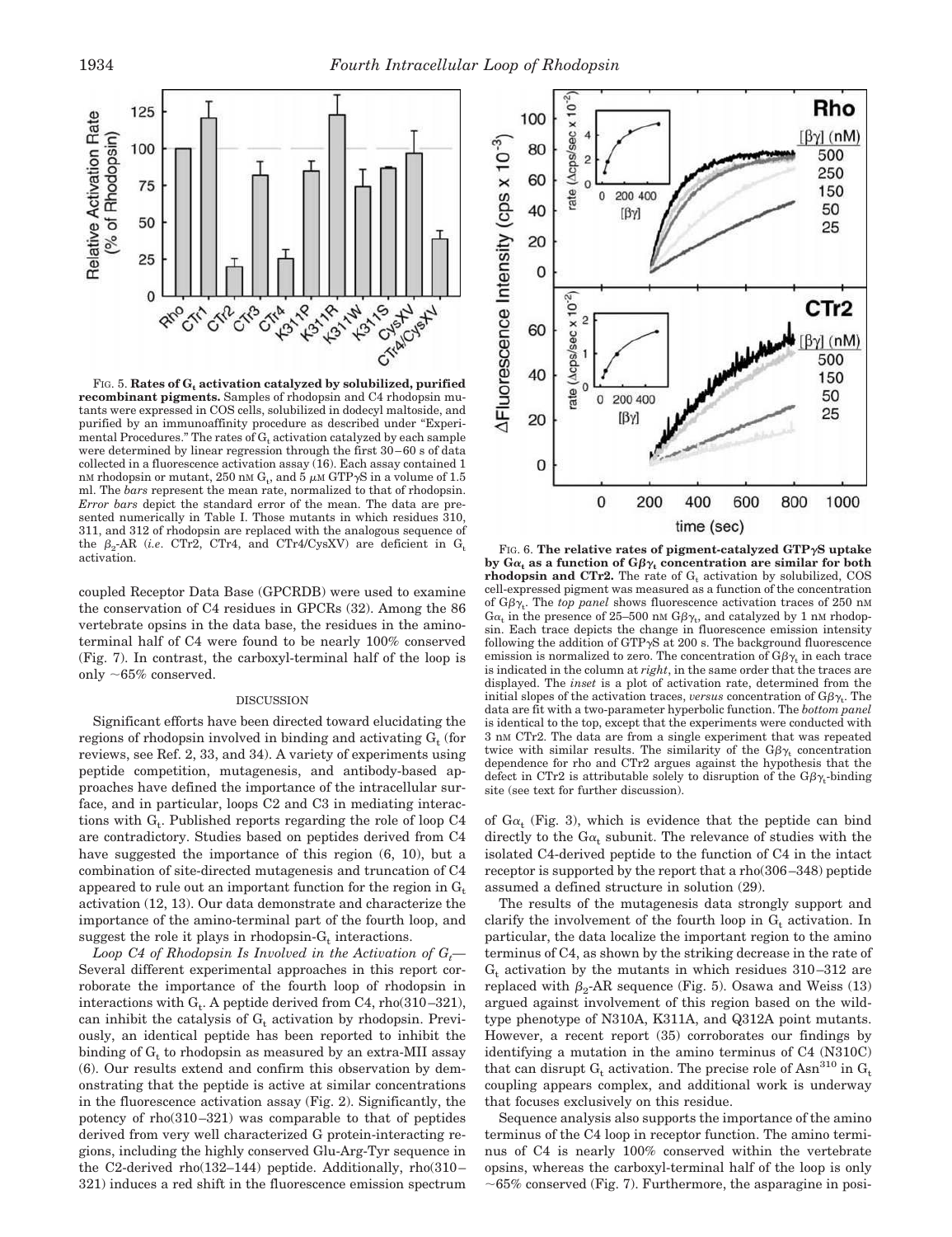FIG. 5. **Rates of $G_t$ activation catalyzed by solubilized, purified recombinant pigments.** Samples of rhodopsin and C4 rhodopsin mutants were expressed in COS cells, solubilized in dodecyl maltoside, and purified by an immunoaffinity procedure as described under "Experimental Procedures." The rates of $G_t$ activation catalyzed by each sample were determined by linear regression through the first 30–60 s of data collected in a fluorescence activation assay (16). Each assay contained 1 nM rhodopsin or mutant, 250 nM $G_t$, and 5 $\mu$M GTP$\gamma$S in a volume of 1.5 ml. The *bars* represent the mean rate, normalized to that of rhodopsin. *Error bars* depict the standard error of the mean. The data are presented numerically in Table I. Those mutants in which residues 310, 311, and 312 of rhodopsin are replaced with the analogous sequence of the $\beta_2$-AR (*i.e.* CTr2, CTr4, and CTr4/CysXV) are deficient in $G_t$ activation.

FIG. 6. **The relative rates of pigment-catalyzed GTP$\gamma$S uptake by $G\alpha_t$ as a function of $G\beta\gamma_t$ concentration are similar for both rhodopsin and CTr2.** The rate of $G_t$ activation by solubilized, COS cell-expressed pigment was measured as a function of the concentration of $G\beta\gamma_t$. The *top panel* shows fluorescence activation traces of 250 nM $G\alpha_t$ in the presence of 25–500 nM $G\beta\gamma_t$, and catalyzed by 1 nM rhodopsin. Each trace depicts the change in fluorescence emission intensity following the addition of GTP$\gamma$S at 200 s. The background fluorescence emission is normalized to zero. The concentration of $G\beta\gamma_t$ in each trace is indicated in the column at *right*, in the same order that the traces are displayed. The *inset* is a plot of activation rate, determined from the initial slopes of the activation traces, *versus* concentration of $G\beta\gamma_t$. The data are fit with a two-parameter hyperbolic function. The *bottom panel* is identical to the top, except that the experiments were conducted with 3 nM CTr2. The data are from a single experiment that was repeated twice with similar results. The similarity of the $G\beta\gamma_t$ concentration dependence for rho and CTr2 argues against the hypothesis that the defect in CTr2 is attributable solely to disruption of the $G\beta\gamma_t$-binding site (see text for further discussion).

coupled Receptor Data Base (GPCRDB) were used to examine the conservation of C4 residues in GPCRs (32). Among the 86 vertebrate opsins in the data base, the residues in the amino-terminal half of C4 were found to be nearly 100% conserved (Fig. 7). In contrast, the carboxyl-terminal half of the loop is only ~65% conserved.

## DISCUSSION

Significant efforts have been directed toward elucidating the regions of rhodopsin involved in binding and activating $G_t$ (for reviews, see Ref. 2, 33, and 34). A variety of experiments using peptide competition, mutagenesis, and antibody-based approaches have defined the importance of the intracellular surface, and in particular, loops C2 and C3 in mediating interactions with $G_t$. Published reports regarding the role of loop C4 are contradictory. Studies based on peptides derived from C4 have suggested the importance of this region (6, 10), but a combination of site-directed mutagenesis and truncation of C4 appeared to rule out an important function for the region in $G_t$ activation (12, 13). Our data demonstrate and characterize the importance of the amino-terminal part of the fourth loop, and suggest the role it plays in rhodopsin-$G_t$ interactions.

*Loop C4 of Rhodopsin Is Involved in the Activation of $G_t$*—Several different experimental approaches in this report corroborate the importance of the fourth loop of rhodopsin in interactions with $G_t$. A peptide derived from C4, rho(310–321), can inhibit the catalysis of $G_t$ activation by rhodopsin. Previously, an identical peptide has been reported to inhibit the binding of $G_t$ to rhodopsin as measured by an extra-MII assay (6). Our results extend and confirm this observation by demonstrating that the peptide is active at similar concentrations in the fluorescence activation assay (Fig. 2). Significantly, the potency of rho(310–321) was comparable to that of peptides derived from very well characterized G protein-interacting regions, including the highly conserved Glu-Arg-Tyr sequence in the C2-derived rho(132–144) peptide. Additionally, rho(310–321) induces a red shift in the fluorescence emission spectrum of $G\alpha_t$ (Fig. 3), which is evidence that the peptide can bind directly to the $G\alpha_t$ subunit. The relevance of studies with the isolated C4-derived peptide to the function of C4 in the intact receptor is supported by the report that a rho(306–348) peptide assumed a defined structure in solution (29).

The results of the mutagenesis data strongly support and clarify the involvement of the fourth loop in $G_t$ activation. In particular, the data localize the important region to the amino terminus of C4, as shown by the striking decrease in the rate of $G_t$ activation by the mutants in which residues 310–312 are replaced with $\beta_2$-AR sequence (Fig. 5). Osawa and Weiss (13) argued against involvement of this region based on the wild-type phenotype of N310A, K311A, and Q312A point mutants. However, a recent report (35) corroborates our findings by identifying a mutation in the amino terminus of C4 (N310C) that can disrupt $G_t$ activation. The precise role of Asn[310] in $G_t$ coupling appears complex, and additional work is underway that focuses exclusively on this residue.

Sequence analysis also supports the importance of the amino terminus of the C4 loop in receptor function. The amino terminus of C4 is nearly 100% conserved within the vertebrate opsins, whereas the carboxyl-terminal half of the loop is only ~65% conserved (Fig. 7). Furthermore, the asparagine in posi-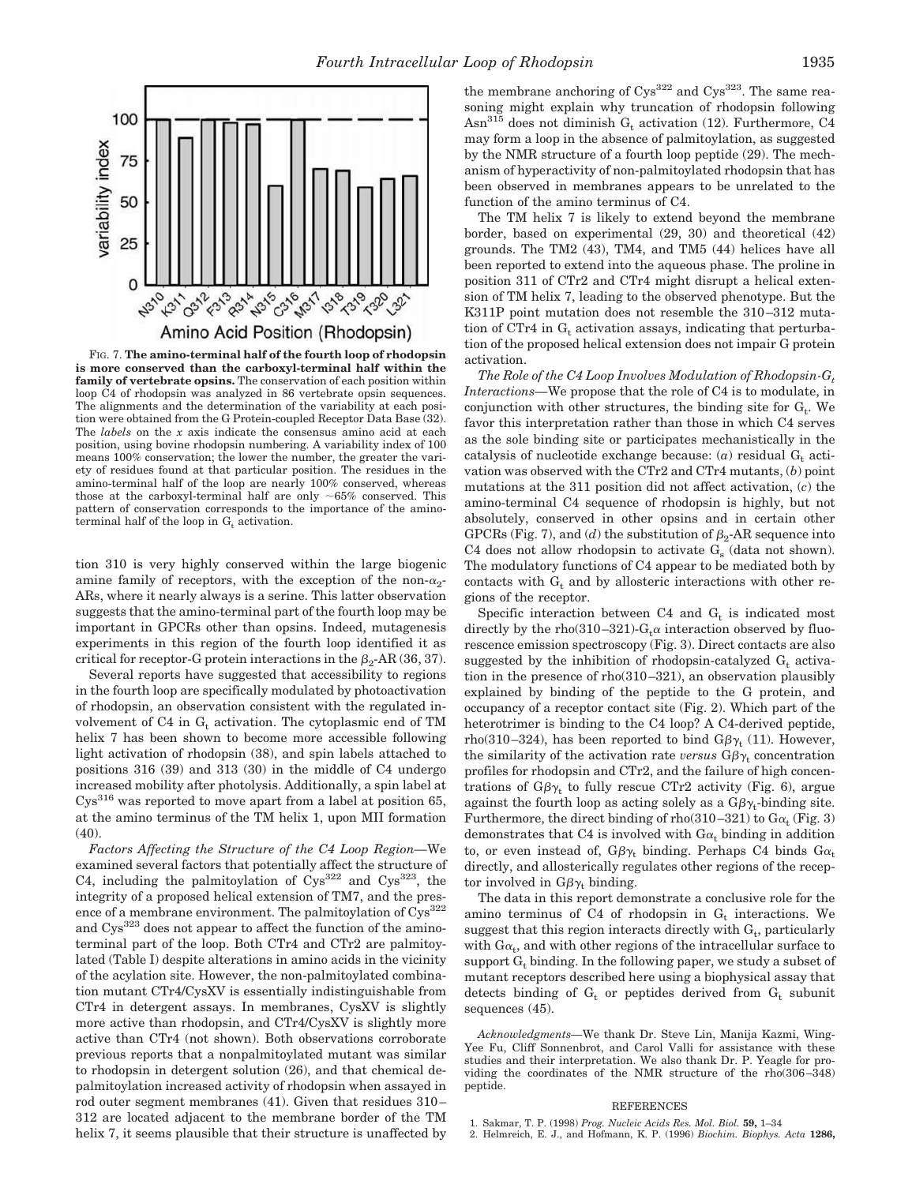100

75

50

25

0

variability index

N310 K311 Q312 F313 R314 N315 C316 M317 I318 T319 T320 L321

Amino Acid Position (Rhodopsin)

FIG. 7. **The amino-terminal half of the fourth loop of rhodopsin is more conserved than the carboxyl-terminal half within the family of vertebrate opsins.** The conservation of each position within loop C4 of rhodopsin was analyzed in 86 vertebrate opsin sequences. The alignments and the determination of the variability at each position were obtained from the G Protein-coupled Receptor Data Base (32). The *labels* on the *x* axis indicate the consensus amino acid at each position, using bovine rhodopsin numbering. A variability index of 100 means 100% conservation; the lower the number, the greater the variety of residues found at that particular position. The residues in the amino-terminal half of the loop are nearly 100% conserved, whereas those at the carboxyl-terminal half are only ~65% conserved. This pattern of conservation corresponds to the importance of the amino-terminal half of the loop in $G_t$ activation.

tion 310 is very highly conserved within the large biogenic amine family of receptors, with the exception of the non-$\alpha_2$-ARs, where it nearly always is a serine. This latter observation suggests that the amino-terminal part of the fourth loop may be important in GPCRs other than opsins. Indeed, mutagenesis experiments in this region of the fourth loop identified it as critical for receptor-G protein interactions in the $\beta_2$-AR (36, 37).

Several reports have suggested that accessibility to regions in the fourth loop are specifically modulated by photoactivation of rhodopsin, an observation consistent with the regulated involvement of C4 in $G_t$ activation. The cytoplasmic end of TM helix 7 has been shown to become more accessible following light activation of rhodopsin (38), and spin labels attached to positions 316 (39) and 313 (30) in the middle of C4 undergo increased mobility after photolysis. Additionally, a spin label at $Cys^{316}$ was reported to move apart from a label at position 65, at the amino terminus of the TM helix 1, upon MII formation (40).

*Factors Affecting the Structure of the C4 Loop Region*—We examined several factors that potentially affect the structure of C4, including the palmitoylation of $Cys^{322}$ and $Cys^{323}$, the integrity of a proposed helical extension of TM7, and the presence of a membrane environment. The palmitoylation of $Cys^{322}$ and $Cys^{323}$ does not appear to affect the function of the amino-terminal part of the loop. Both CTr4 and CTr2 are palmitoylated (Table I) despite alterations in amino acids in the vicinity of the acylation site. However, the non-palmitoylated combination mutant CTr4/CysXV is essentially indistinguishable from CTr4 in detergent assays. In membranes, CysXV is slightly more active than rhodopsin, and CTr4/CysXV is slightly more active than CTr4 (not shown). Both observations corroborate previous reports that a nonpalmitoylated mutant was similar to rhodopsin in detergent solution (26), and that chemical depalmitoylation increased activity of rhodopsin when assayed in rod outer segment membranes (41). Given that residues 310–312 are located adjacent to the membrane border of the TM helix 7, it seems plausible that their structure is unaffected by the membrane anchoring of $Cys^{322}$ and $Cys^{323}$. The same reasoning might explain why truncation of rhodopsin following $Asn^{315}$ does not diminish $G_t$ activation (12). Furthermore, C4 may form a loop in the absence of palmitoylation, as suggested by the NMR structure of a fourth loop peptide (29). The mechanism of hyperactivity of non-palmitoylated rhodopsin that has been observed in membranes appears to be unrelated to the function of the amino terminus of C4.

The TM helix 7 is likely to extend beyond the membrane border, based on experimental (29, 30) and theoretical (42) grounds. The TM2 (43), TM4, and TM5 (44) helices have all been reported to extend into the aqueous phase. The proline in position 311 of CTr2 and CTr4 might disrupt a helical extension of TM helix 7, leading to the observed phenotype. But the K311P point mutation does not resemble the 310–312 mutation of CTr4 in $G_t$ activation assays, indicating that perturbation of the proposed helical extension does not impair G protein activation.

*The Role of the C4 Loop Involves Modulation of Rhodopsin-$G_t$ Interactions*—We propose that the role of C4 is to modulate, in conjunction with other structures, the binding site for $G_t$. We favor this interpretation rather than those in which C4 serves as the sole binding site or participates mechanistically in the catalysis of nucleotide exchange because: (*a*) residual $G_t$ activation was observed with the CTr2 and CTr4 mutants, (*b*) point mutations at the 311 position did not affect activation, (*c*) the amino-terminal C4 sequence of rhodopsin is highly, but not absolutely, conserved in other opsins and in certain other GPCRs (Fig. 7), and (*d*) the substitution of $\beta_2$-AR sequence into C4 does not allow rhodopsin to activate $G_s$ (data not shown). The modulatory functions of C4 appear to be mediated both by contacts with $G_t$ and by allosteric interactions with other regions of the receptor.

Specific interaction between C4 and $G_t$ is indicated most directly by the rho(310–321)-$G_t\alpha$ interaction observed by fluorescence emission spectroscopy (Fig. 3). Direct contacts are also suggested by the inhibition of rhodopsin-catalyzed $G_t$ activation in the presence of rho(310–321), an observation plausibly explained by binding of the peptide to the G protein, and occupancy of a receptor contact site (Fig. 2). Which part of the heterotrimer is binding to the C4 loop? A C4-derived peptide, rho(310–324), has been reported to bind $G\beta\gamma_t$ (11). However, the similarity of the activation rate *versus* $G\beta\gamma_t$ concentration profiles for rhodopsin and CTr2, and the failure of high concentrations of $G\beta\gamma_t$ to fully rescue CTr2 activity (Fig. 6), argue against the fourth loop as acting solely as a $G\beta\gamma_t$-binding site. Furthermore, the direct binding of rho(310–321) to $G\alpha_t$ (Fig. 3) demonstrates that C4 is involved with $G\alpha_t$ binding in addition to, or even instead of, $G\beta\gamma_t$ binding. Perhaps C4 binds $G\alpha_t$ directly, and allosterically regulates other regions of the receptor involved in $G\beta\gamma_t$ binding.

The data in this report demonstrate a conclusive role for the amino terminus of C4 of rhodopsin in $G_t$ interactions. We suggest that this region interacts directly with $G_t$, particularly with $G\alpha_t$, and with other regions of the intracellular surface to support $G_t$ binding. In the following paper, we study a subset of mutant receptors described here using a biophysical assay that detects binding of $G_t$ or peptides derived from $G_t$ subunit sequences (45).

*Acknowledgments*—We thank Dr. Steve Lin, Manija Kazmi, Wing-Yee Fu, Cliff Sonnenbrot, and Carol Valli for assistance with these studies and their interpretation. We also thank Dr. P. Yeagle for providing the coordinates of the NMR structure of the rho(306–348) peptide.

## REFERENCES

1. Sakmar, T. P. (1998) *Prog. Nucleic Acids Res. Mol. Biol.* **59,** 1–34
2. Helmreich, E. J., and Hofmann, K. P. (1996) *Biochim. Biophys. Acta* **1286,**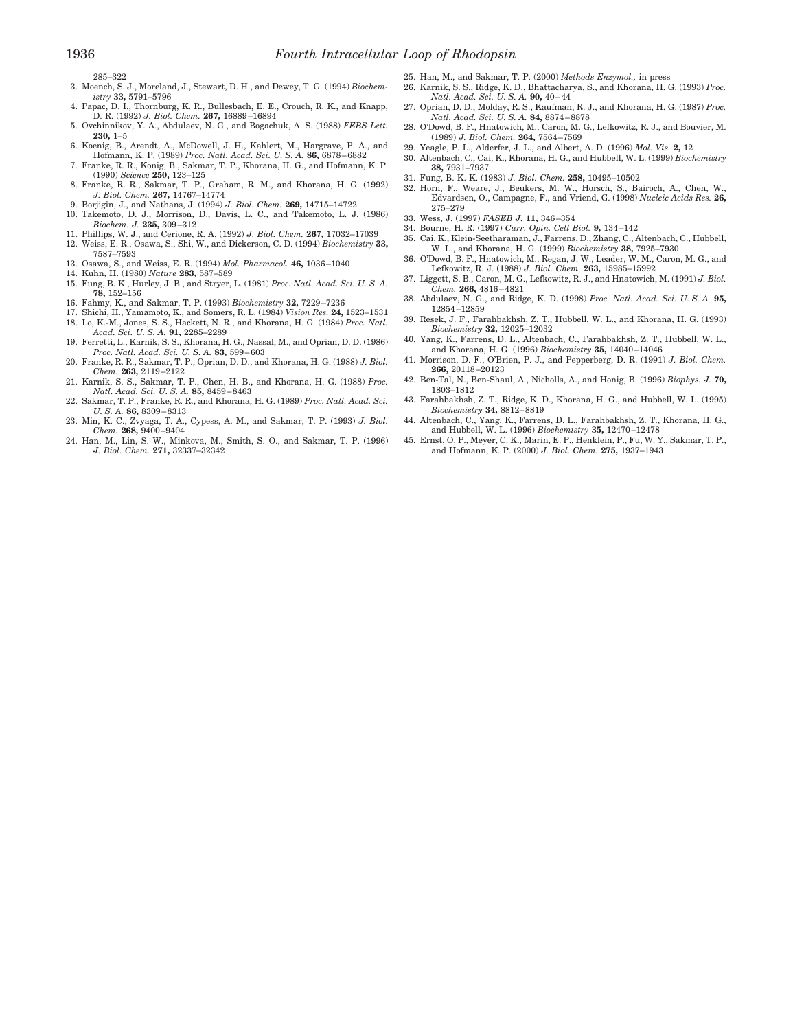285–322

3. Moench, S. J., Moreland, J., Stewart, D. H., and Dewey, T. G. (1994) *Biochemistry* **33,** 5791–5796
4. Papac, D. I., Thornburg, K. R., Bullesbach, E. E., Crouch, R. K., and Knapp, D. R. (1992) *J. Biol. Chem.* **267,** 16889–16894
5. Ovchinnikov, Y. A., Abdulaev, N. G., and Bogachuk, A. S. (1988) *FEBS Lett.* **230,** 1–5
6. Koenig, B., Arendt, A., McDowell, J. H., Kahlert, M., Hargrave, P. A., and Hofmann, K. P. (1989) *Proc. Natl. Acad. Sci. U. S. A.* **86,** 6878–6882
7. Franke, R. R., Konig, B., Sakmar, T. P., Khorana, H. G., and Hofmann, K. P. (1990) *Science* **250,** 123–125
8. Franke, R. R., Sakmar, T. P., Graham, R. M., and Khorana, H. G. (1992) *J. Biol. Chem.* **267,** 14767–14774
9. Borjigin, J., and Nathans, J. (1994) *J. Biol. Chem.* **269,** 14715–14722
10. Takemoto, D. J., Morrison, D., Davis, L. C., and Takemoto, L. J. (1986) *Biochem. J.* **235,** 309–312
11. Phillips, W. J., and Cerione, R. A. (1992) *J. Biol. Chem.* **267,** 17032–17039
12. Weiss, E. R., Osawa, S., Shi, W., and Dickerson, C. D. (1994) *Biochemistry* **33,** 7587–7593
13. Osawa, S., and Weiss, E. R. (1994) *Mol. Pharmacol.* **46,** 1036–1040
14. Kuhn, H. (1980) *Nature* **283,** 587–589
15. Fung, B. K., Hurley, J. B., and Stryer, L. (1981) *Proc. Natl. Acad. Sci. U. S. A.* **78,** 152–156
16. Fahmy, K., and Sakmar, T. P. (1993) *Biochemistry* **32,** 7229–7236
17. Shichi, H., Yamamoto, K., and Somers, R. L. (1984) *Vision Res.* **24,** 1523–1531
18. Lo, K.-M., Jones, S. S., Hackett, N. R., and Khorana, H. G. (1984) *Proc. Natl. Acad. Sci. U. S. A.* **91,** 2285–2289
19. Ferretti, L., Karnik, S. S., Khorana, H. G., Nassal, M., and Oprian, D. D. (1986) *Proc. Natl. Acad. Sci. U. S. A.* **83,** 599–603
20. Franke, R. R., Sakmar, T. P., Oprian, D. D., and Khorana, H. G. (1988) *J. Biol. Chem.* **263,** 2119–2122
21. Karnik, S. S., Sakmar, T. P., Chen, H. B., and Khorana, H. G. (1988) *Proc. Natl. Acad. Sci. U. S. A.* **85,** 8459–8463
22. Sakmar, T. P., Franke, R. R., and Khorana, H. G. (1989) *Proc. Natl. Acad. Sci. U. S. A.* **86,** 8309–8313
23. Min, K. C., Zvyaga, T. A., Cypess, A. M., and Sakmar, T. P. (1993) *J. Biol. Chem.* **268,** 9400–9404
24. Han, M., Lin, S. W., Minkova, M., Smith, S. O., and Sakmar, T. P. (1996) *J. Biol. Chem.* **271,** 32337–32342
25. Han, M., and Sakmar, T. P. (2000) *Methods Enzymol.,* in press
26. Karnik, S. S., Ridge, K. D., Bhattacharya, S., and Khorana, H. G. (1993) *Proc. Natl. Acad. Sci. U. S. A.* **90,** 40–44
27. Oprian, D. D., Molday, R. S., Kaufman, R. J., and Khorana, H. G. (1987) *Proc. Natl. Acad. Sci. U. S. A.* **84,** 8874–8878
28. O'Dowd, B. F., Hnatowich, M., Caron, M. G., Lefkowitz, R. J., and Bouvier, M. (1989) *J. Biol. Chem.* **264,** 7564–7569
29. Yeagle, P. L., Alderfer, J. L., and Albert, A. D. (1996) *Mol. Vis.* **2,** 12
30. Altenbach, C., Cai, K., Khorana, H. G., and Hubbell, W. L. (1999) *Biochemistry* **38,** 7931–7937
31. Fung, B. K. K. (1983) *J. Biol. Chem.* **258,** 10495–10502
32. Horn, F., Weare, J., Beukers, M. W., Horsch, S., Bairoch, A., Chen, W., Edvardsen, O., Campagne, F., and Vriend, G. (1998) *Nucleic Acids Res.* **26,** 275–279
33. Wess, J. (1997) *FASEB J.* **11,** 346–354
34. Bourne, H. R. (1997) *Curr. Opin. Cell Biol.* **9,** 134–142
35. Cai, K., Klein-Seetharaman, J., Farrens, D., Zhang, C., Altenbach, C., Hubbell, W. L., and Khorana, H. G. (1999) *Biochemistry* **38,** 7925–7930
36. O'Dowd, B. F., Hnatowich, M., Regan, J. W., Leader, W. M., Caron, M. G., and Lefkowitz, R. J. (1988) *J. Biol. Chem.* **263,** 15985–15992
37. Liggett, S. B., Caron, M. G., Lefkowitz, R. J., and Hnatowich, M. (1991) *J. Biol. Chem.* **266,** 4816–4821
38. Abdulaev, N. G., and Ridge, K. D. (1998) *Proc. Natl. Acad. Sci. U. S. A.* **95,** 12854–12859
39. Resek, J. F., Farahbakhsh, Z. T., Hubbell, W. L., and Khorana, H. G. (1993) *Biochemistry* **32,** 12025–12032
40. Yang, K., Farrens, D. L., Altenbach, C., Farahbakhsh, Z. T., Hubbell, W. L., and Khorana, H. G. (1996) *Biochemistry* **35,** 14040–14046
41. Morrison, D. F., O'Brien, P. J., and Pepperberg, D. R. (1991) *J. Biol. Chem.* **266,** 20118–20123
42. Ben-Tal, N., Ben-Shaul, A., Nicholls, A., and Honig, B. (1996) *Biophys. J.* **70,** 1803–1812
43. Farahbakhsh, Z. T., Ridge, K. D., Khorana, H. G., and Hubbell, W. L. (1995) *Biochemistry* **34,** 8812–8819
44. Altenbach, C., Yang, K., Farrens, D. L., Farahbakhsh, Z. T., Khorana, H. G., and Hubbell, W. L. (1996) *Biochemistry* **35,** 12470–12478
45. Ernst, O. P., Meyer, C. K., Marin, E. P., Henklein, P., Fu, W. Y., Sakmar, T. P., and Hofmann, K. P. (2000) *J. Biol. Chem.* **275,** 1937–1943